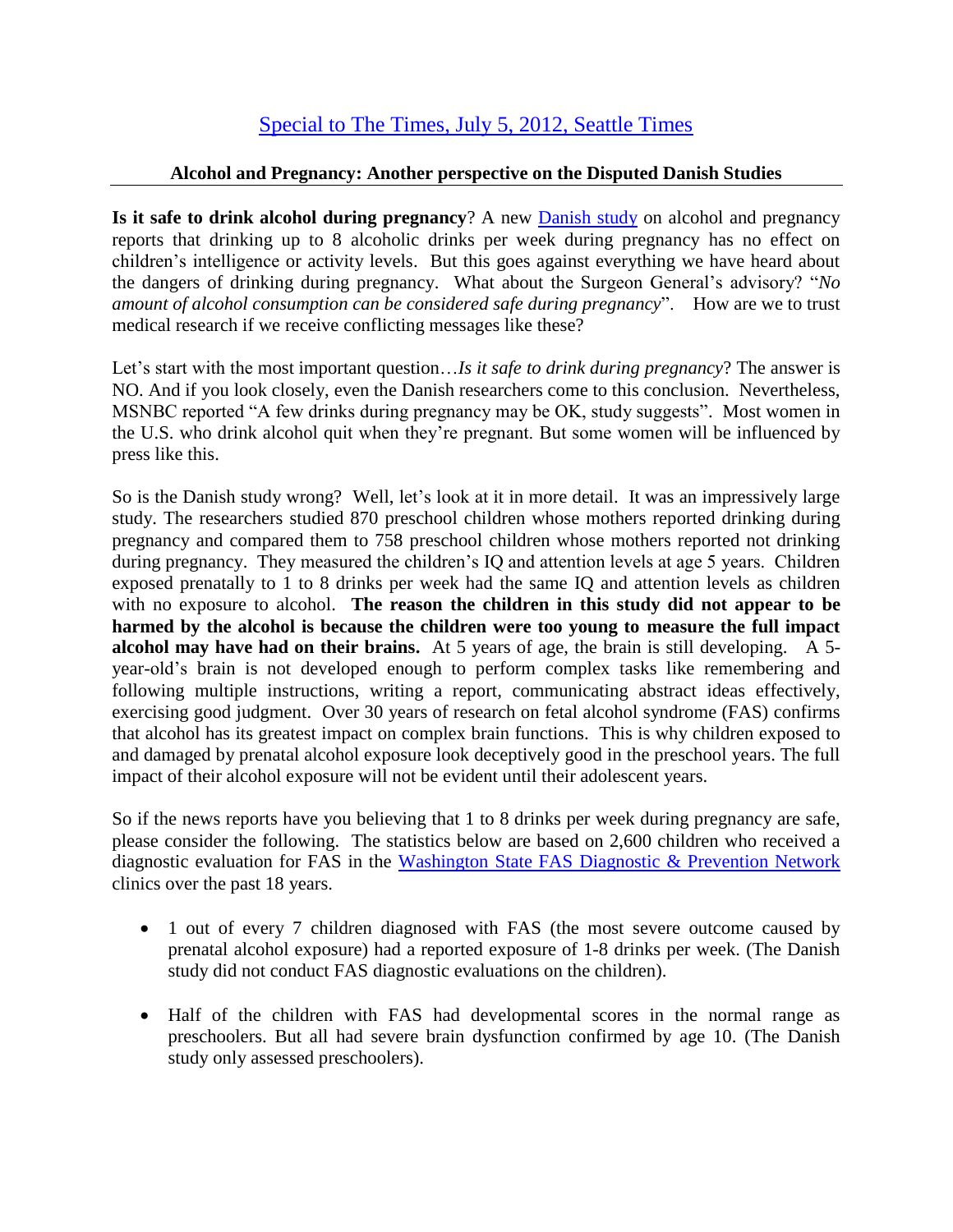[Special to The Times, July 5, 2012, Seattle Times]

### Alcohol and Pregnancy: Another perspective on the Disputed Danish Studies

**Is it safe to drink alcohol during pregnancy**? A new [Danish study] on alcohol and pregnancy reports that drinking up to 8 alcoholic drinks per week during pregnancy has no effect on children's intelligence or activity levels. But this goes against everything we have heard about the dangers of drinking during pregnancy. What about the Surgeon General's advisory? "*No amount of alcohol consumption can be considered safe during pregnancy*". How are we to trust medical research if we receive conflicting messages like these?

Let's start with the most important question…*Is it safe to drink during pregnancy*? The answer is NO. And if you look closely, even the Danish researchers come to this conclusion. Nevertheless, MSNBC reported "A few drinks during pregnancy may be OK, study suggests". Most women in the U.S. who drink alcohol quit when they're pregnant. But some women will be influenced by press like this.

So is the Danish study wrong? Well, let's look at it in more detail. It was an impressively large study. The researchers studied 870 preschool children whose mothers reported drinking during pregnancy and compared them to 758 preschool children whose mothers reported not drinking during pregnancy. They measured the children's IQ and attention levels at age 5 years. Children exposed prenatally to 1 to 8 drinks per week had the same IQ and attention levels as children with no exposure to alcohol. **The reason the children in this study did not appear to be harmed by the alcohol is because the children were too young to measure the full impact alcohol may have had on their brains.** At 5 years of age, the brain is still developing. A 5-year-old's brain is not developed enough to perform complex tasks like remembering and following multiple instructions, writing a report, communicating abstract ideas effectively, exercising good judgment. Over 30 years of research on fetal alcohol syndrome (FAS) confirms that alcohol has its greatest impact on complex brain functions. This is why children exposed to and damaged by prenatal alcohol exposure look deceptively good in the preschool years. The full impact of their alcohol exposure will not be evident until their adolescent years.

So if the news reports have you believing that 1 to 8 drinks per week during pregnancy are safe, please consider the following. The statistics below are based on 2,600 children who received a diagnostic evaluation for FAS in the [Washington State FAS Diagnostic & Prevention Network] clinics over the past 18 years.

- 1 out of every 7 children diagnosed with FAS (the most severe outcome caused by prenatal alcohol exposure) had a reported exposure of 1-8 drinks per week. (The Danish study did not conduct FAS diagnostic evaluations on the children).
- Half of the children with FAS had developmental scores in the normal range as preschoolers. But all had severe brain dysfunction confirmed by age 10. (The Danish study only assessed preschoolers).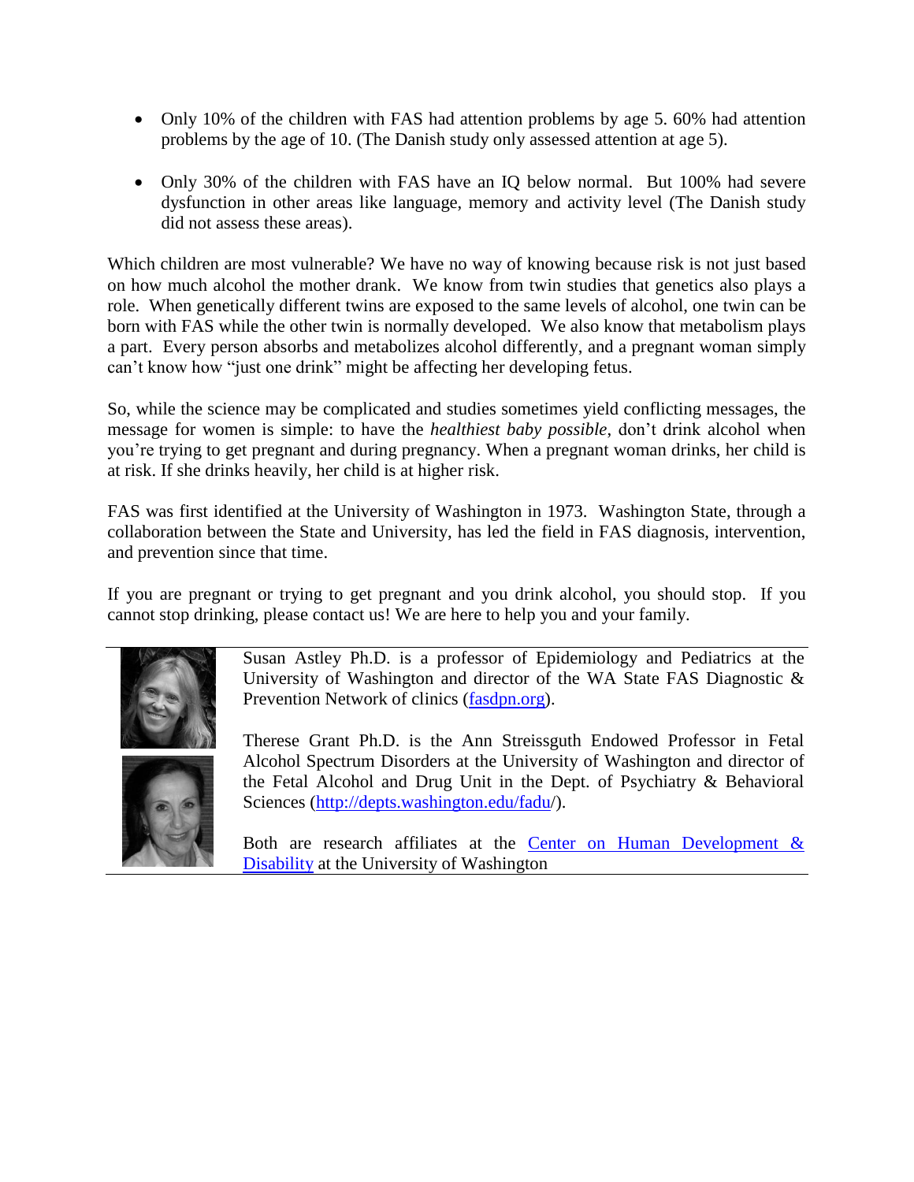- Only 10% of the children with FAS had attention problems by age 5. 60% had attention problems by the age of 10. (The Danish study only assessed attention at age 5).
- Only 30% of the children with FAS have an IQ below normal. But 100% had severe dysfunction in other areas like language, memory and activity level (The Danish study did not assess these areas).

Which children are most vulnerable? We have no way of knowing because risk is not just based on how much alcohol the mother drank. We know from twin studies that genetics also plays a role. When genetically different twins are exposed to the same levels of alcohol, one twin can be born with FAS while the other twin is normally developed. We also know that metabolism plays a part. Every person absorbs and metabolizes alcohol differently, and a pregnant woman simply can't know how "just one drink" might be affecting her developing fetus.

So, while the science may be complicated and studies sometimes yield conflicting messages, the message for women is simple: to have the *healthiest baby possible*, don't drink alcohol when you're trying to get pregnant and during pregnancy. When a pregnant woman drinks, her child is at risk. If she drinks heavily, her child is at higher risk.

FAS was first identified at the University of Washington in 1973. Washington State, through a collaboration between the State and University, has led the field in FAS diagnosis, intervention, and prevention since that time.

If you are pregnant or trying to get pregnant and you drink alcohol, you should stop. If you cannot stop drinking, please contact us! We are here to help you and your family.

---

Susan Astley Ph.D. is a professor of Epidemiology and Pediatrics at the University of Washington and director of the WA State FAS Diagnostic & Prevention Network of clinics ([fasdpn.org](fasdpn.org)).

Therese Grant Ph.D. is the Ann Streissguth Endowed Professor in Fetal Alcohol Spectrum Disorders at the University of Washington and director of the Fetal Alcohol and Drug Unit in the Dept. of Psychiatry & Behavioral Sciences ([http://depts.washington.edu/fadu/](http://depts.washington.edu/fadu/)).

Both are research affiliates at the Center on Human Development & Disability at the University of Washington